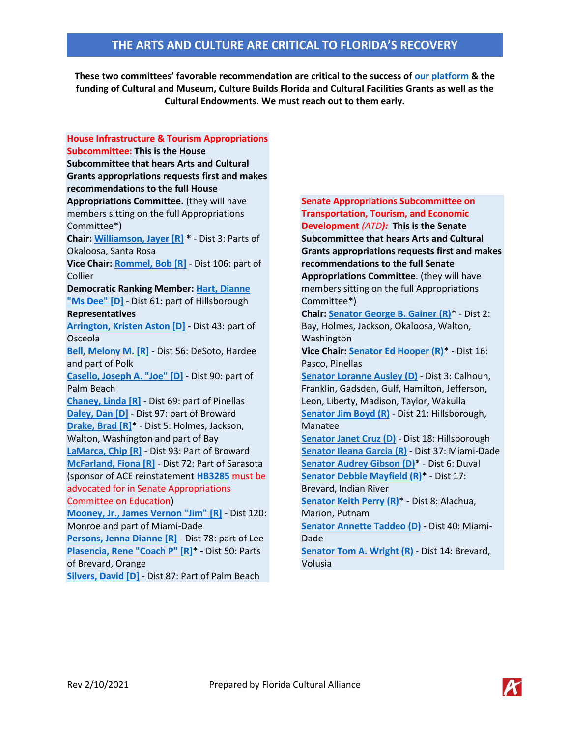# THE ARTS AND CULTURE ARE CRITICAL TO FLORIDA'S RECOVERY

**These two committees' favorable recommendation are critical to the success of our platform & the funding of Cultural and Museum, Culture Builds Florida and Cultural Facilities Grants as well as the Cultural Endowments. We must reach out to them early.**

**House Infrastructure & Tourism Appropriations Subcommittee: This is the House Subcommittee that hears Arts and Cultural Grants appropriations requests first and makes recommendations to the full House Appropriations Committee.** (they will have members sitting on the full Appropriations Committee*)

**Chair:** Williamson, Jayer [R] * - Dist 3: Parts of Okaloosa, Santa Rosa

**Vice Chair:** Rommel, Bob [R] - Dist 106: part of Collier

**Democratic Ranking Member:** Hart, Dianne "Ms Dee" [D] - Dist 61: part of Hillsborough

**Representatives**

- Arrington, Kristen Aston [D] - Dist 43: part of Osceola
- Bell, Melony M. [R] - Dist 56: DeSoto, Hardee and part of Polk
- Casello, Joseph A. "Joe" [D] - Dist 90: part of Palm Beach
- Chaney, Linda [R] - Dist 69: part of Pinellas
- Daley, Dan [D] - Dist 97: part of Broward
- Drake, Brad [R]* - Dist 5: Holmes, Jackson, Walton, Washington and part of Bay
- LaMarca, Chip [R] - Dist 93: Part of Broward
- McFarland, Fiona [R] - Dist 72: Part of Sarasota (sponsor of ACE reinstatement HB3285 must be advocated for in Senate Appropriations Committee on Education)
- Mooney, Jr., James Vernon "Jim" [R] - Dist 120: Monroe and part of Miami-Dade
- Persons, Jenna Dianne [R] - Dist 78: part of Lee
- Plasencia, Rene "Coach P" [R]* - Dist 50: Parts of Brevard, Orange
- Silvers, David [D] - Dist 87: Part of Palm Beach

**Senate Appropriations Subcommittee on Transportation, Tourism, and Economic Development *(ATD)*: This is the Senate Subcommittee that hears Arts and Cultural Grants appropriations requests first and makes recommendations to the full Senate Appropriations Committee**. (they will have members sitting on the full Appropriations Committee*)

**Chair:** Senator George B. Gainer (R)* - Dist 2: Bay, Holmes, Jackson, Okaloosa, Walton, Washington

**Vice Chair:** Senator Ed Hooper (R)* - Dist 16: Pasco, Pinellas

- Senator Loranne Ausley (D) - Dist 3: Calhoun, Franklin, Gadsden, Gulf, Hamilton, Jefferson, Leon, Liberty, Madison, Taylor, Wakulla
- Senator Jim Boyd (R) - Dist 21: Hillsborough, Manatee
- Senator Janet Cruz (D) - Dist 18: Hillsborough
- Senator Ileana Garcia (R) - Dist 37: Miami-Dade
- Senator Audrey Gibson (D)* - Dist 6: Duval
- Senator Debbie Mayfield (R)* - Dist 17: Brevard, Indian River
- Senator Keith Perry (R)* - Dist 8: Alachua, Marion, Putnam
- Senator Annette Taddeo (D) - Dist 40: Miami-Dade
- Senator Tom A. Wright (R) - Dist 14: Brevard, Volusia

Rev 2/10/2021 Prepared by Florida Cultural Alliance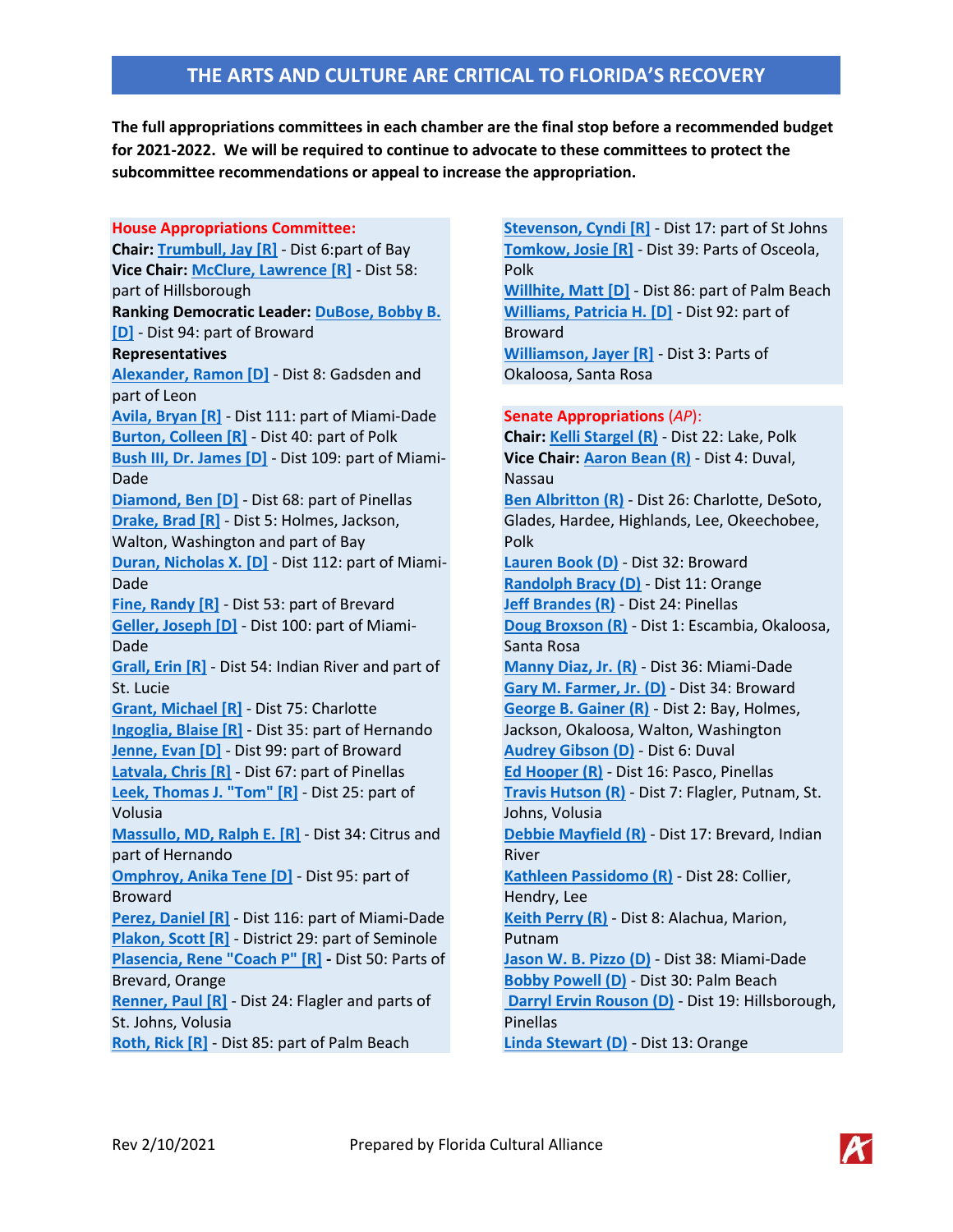## THE ARTS AND CULTURE ARE CRITICAL TO FLORIDA'S RECOVERY

**The full appropriations committees in each chamber are the final stop before a recommended budget for 2021-2022. We will be required to continue to advocate to these committees to protect the subcommittee recommendations or appeal to increase the appropriation.**

**House Appropriations Committee:**

**Chair:** Trumbull, Jay [R] - Dist 6:part of Bay
**Vice Chair:** McClure, Lawrence [R] - Dist 58: part of Hillsborough
**Ranking Democratic Leader:** DuBose, Bobby B. [D] - Dist 94: part of Broward
**Representatives**

Alexander, Ramon [D] - Dist 8: Gadsden and part of Leon
Avila, Bryan [R] - Dist 111: part of Miami-Dade
Burton, Colleen [R] - Dist 40: part of Polk
Bush III, Dr. James [D] - Dist 109: part of Miami-Dade
Diamond, Ben [D] - Dist 68: part of Pinellas
Drake, Brad [R] - Dist 5: Holmes, Jackson, Walton, Washington and part of Bay
Duran, Nicholas X. [D] - Dist 112: part of Miami-Dade
Fine, Randy [R] - Dist 53: part of Brevard
Geller, Joseph [D] - Dist 100: part of Miami-Dade
Grall, Erin [R] - Dist 54: Indian River and part of St. Lucie
Grant, Michael [R] - Dist 75: Charlotte
Ingoglia, Blaise [R] - Dist 35: part of Hernando
Jenne, Evan [D] - Dist 99: part of Broward
Latvala, Chris [R] - Dist 67: part of Pinellas
Leek, Thomas J. "Tom" [R] - Dist 25: part of Volusia
Massullo, MD, Ralph E. [R] - Dist 34: Citrus and part of Hernando
Omphroy, Anika Tene [D] - Dist 95: part of Broward
Perez, Daniel [R] - Dist 116: part of Miami-Dade
Plakon, Scott [R] - District 29: part of Seminole
Plasencia, Rene "Coach P" [R] - Dist 50: Parts of Brevard, Orange
Renner, Paul [R] - Dist 24: Flagler and parts of St. Johns, Volusia
Roth, Rick [R] - Dist 85: part of Palm Beach
Stevenson, Cyndi [R] - Dist 17: part of St Johns
Tomkow, Josie [R] - Dist 39: Parts of Osceola, Polk
Willhite, Matt [D] - Dist 86: part of Palm Beach
Williams, Patricia H. [D] - Dist 92: part of Broward
Williamson, Jayer [R] - Dist 3: Parts of Okaloosa, Santa Rosa

**Senate Appropriations** (*AP*):

**Chair:** Kelli Stargel (R) - Dist 22: Lake, Polk
**Vice Chair:** Aaron Bean (R) - Dist 4: Duval, Nassau

Ben Albritton (R) - Dist 26: Charlotte, DeSoto, Glades, Hardee, Highlands, Lee, Okeechobee, Polk
Lauren Book (D) - Dist 32: Broward
Randolph Bracy (D) - Dist 11: Orange
Jeff Brandes (R) - Dist 24: Pinellas
Doug Broxson (R) - Dist 1: Escambia, Okaloosa, Santa Rosa
Manny Diaz, Jr. (R) - Dist 36: Miami-Dade
Gary M. Farmer, Jr. (D) - Dist 34: Broward
George B. Gainer (R) - Dist 2: Bay, Holmes, Jackson, Okaloosa, Walton, Washington
Audrey Gibson (D) - Dist 6: Duval
Ed Hooper (R) - Dist 16: Pasco, Pinellas
Travis Hutson (R) - Dist 7: Flagler, Putnam, St. Johns, Volusia
Debbie Mayfield (R) - Dist 17: Brevard, Indian River
Kathleen Passidomo (R) - Dist 28: Collier, Hendry, Lee
Keith Perry (R) - Dist 8: Alachua, Marion, Putnam
Jason W. B. Pizzo (D) - Dist 38: Miami-Dade
Bobby Powell (D) - Dist 30: Palm Beach
Darryl Ervin Rouson (D) - Dist 19: Hillsborough, Pinellas
Linda Stewart (D) - Dist 13: Orange

Rev 2/10/2021 Prepared by Florida Cultural Alliance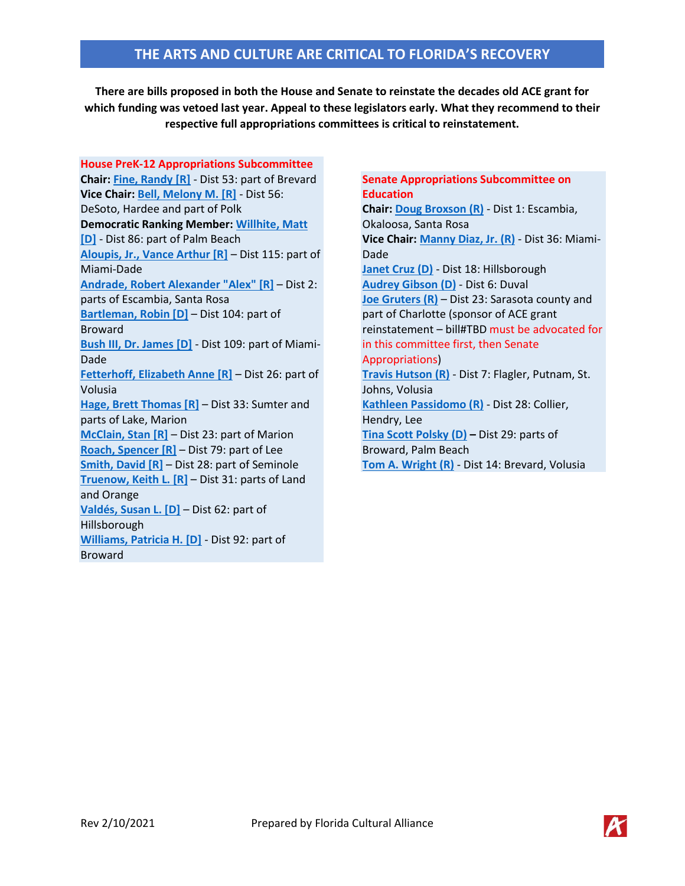## THE ARTS AND CULTURE ARE CRITICAL TO FLORIDA'S RECOVERY

**There are bills proposed in both the House and Senate to reinstate the decades old ACE grant for which funding was vetoed last year. Appeal to these legislators early. What they recommend to their respective full appropriations committees is critical to reinstatement.**

### House PreK-12 Appropriations Subcommittee

**Chair:** Fine, Randy [R] - Dist 53: part of Brevard
**Vice Chair:** Bell, Melony M. [R] - Dist 56: DeSoto, Hardee and part of Polk
**Democratic Ranking Member:** Willhite, Matt [D] - Dist 86: part of Palm Beach
Aloupis, Jr., Vance Arthur [R] – Dist 115: part of Miami-Dade
Andrade, Robert Alexander "Alex" [R] – Dist 2: parts of Escambia, Santa Rosa
Bartleman, Robin [D] – Dist 104: part of Broward
Bush III, Dr. James [D] - Dist 109: part of Miami-Dade
Fetterhoff, Elizabeth Anne [R] – Dist 26: part of Volusia
Hage, Brett Thomas [R] – Dist 33: Sumter and parts of Lake, Marion
McClain, Stan [R] – Dist 23: part of Marion
Roach, Spencer [R] – Dist 79: part of Lee
Smith, David [R] – Dist 28: part of Seminole
Truenow, Keith L. [R] – Dist 31: parts of Land and Orange
Valdés, Susan L. [D] – Dist 62: part of Hillsborough
Williams, Patricia H. [D] - Dist 92: part of Broward

### Senate Appropriations Subcommittee on Education

**Chair:** Doug Broxson (R) - Dist 1: Escambia, Okaloosa, Santa Rosa
**Vice Chair:** Manny Diaz, Jr. (R) - Dist 36: Miami-Dade
Janet Cruz (D) - Dist 18: Hillsborough
Audrey Gibson (D) - Dist 6: Duval
Joe Gruters (R) – Dist 23: Sarasota county and part of Charlotte (sponsor of ACE grant reinstatement – bill#TBD must be advocated for in this committee first, then Senate Appropriations)
Travis Hutson (R) - Dist 7: Flagler, Putnam, St. Johns, Volusia
Kathleen Passidomo (R) - Dist 28: Collier, Hendry, Lee
Tina Scott Polsky (D) – Dist 29: parts of Broward, Palm Beach
Tom A. Wright (R) - Dist 14: Brevard, Volusia

Rev 2/10/2021 Prepared by Florida Cultural Alliance